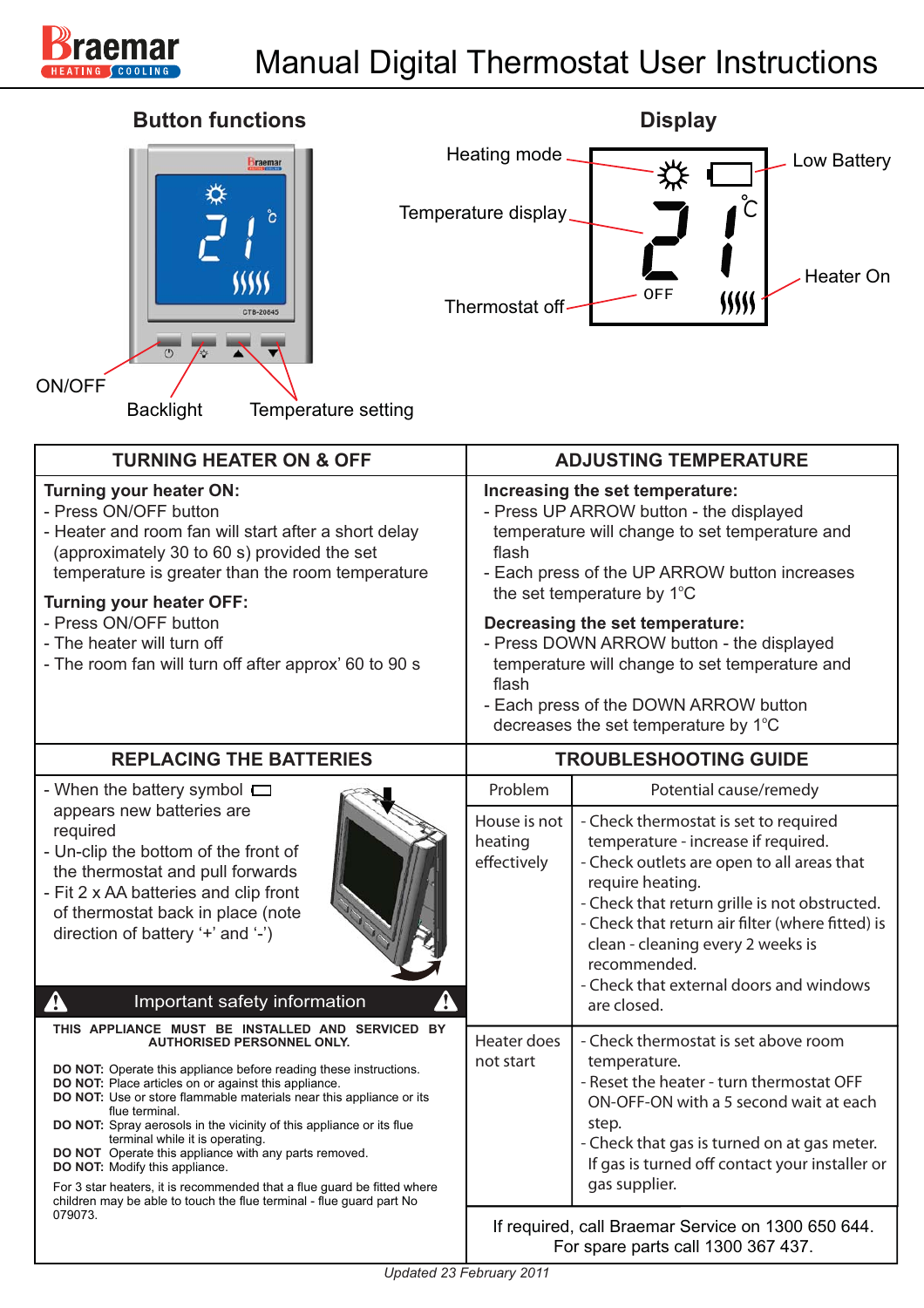# Manual Digital Thermostat User Instructions

## Button functions

ON/OFF

Backlight

Temperature setting

## Display

Heating mode

Temperature display

Thermostat off

Low Battery

Heater On

## TURNING HEATER ON & OFF

**Turning your heater ON:**

- Press ON/OFF button
- Heater and room fan will start after a short delay (approximately 30 to 60 s) provided the set temperature is greater than the room temperature

**Turning your heater OFF:**

- Press ON/OFF button
- The heater will turn off
- The room fan will turn off after approx' 60 to 90 s

## ADJUSTING TEMPERATURE

**Increasing the set temperature:**

- Press UP ARROW button - the displayed temperature will change to set temperature and flash
- Each press of the UP ARROW button increases the set temperature by 1°C

**Decreasing the set temperature:**

- Press DOWN ARROW button - the displayed temperature will change to set temperature and flash
- Each press of the DOWN ARROW button decreases the set temperature by 1°C

## REPLACING THE BATTERIES

- When the battery symbol appears new batteries are required
- Un-clip the bottom of the front of the thermostat and pull forwards
- Fit 2 x AA batteries and clip front of thermostat back in place (note direction of battery '+' and '-')

## TROUBLESHOOTING GUIDE

| Problem | Potential cause/remedy |
|---|---|
| House is not heating effectively | - Check thermostat is set to required temperature - increase if required.<br>- Check outlets are open to all areas that require heating.<br>- Check that return grille is not obstructed.<br>- Check that return air filter (where fitted) is clean - cleaning every 2 weeks is recommended.<br>- Check that external doors and windows are closed. |
| Heater does not start | - Check thermostat is set above room temperature.<br>- Reset the heater - turn thermostat OFF ON-OFF-ON with a 5 second wait at each step.<br>- Check that gas is turned on at gas meter. If gas is turned off contact your installer or gas supplier. |

If required, call Braemar Service on 1300 650 644.
For spare parts call 1300 367 437.

## Important safety information

**THIS APPLIANCE MUST BE INSTALLED AND SERVICED BY AUTHORISED PERSONNEL ONLY.**

**DO NOT:** Operate this appliance before reading these instructions.
**DO NOT:** Place articles on or against this appliance.
**DO NOT:** Use or store flammable materials near this appliance or its flue terminal.
**DO NOT:** Spray aerosols in the vicinity of this appliance or its flue terminal while it is operating.
**DO NOT** Operate this appliance with any parts removed.
**DO NOT:** Modify this appliance.

For 3 star heaters, it is recommended that a flue guard be fitted where children may be able to touch the flue terminal - flue guard part No 079073.

*Updated 23 February 2011*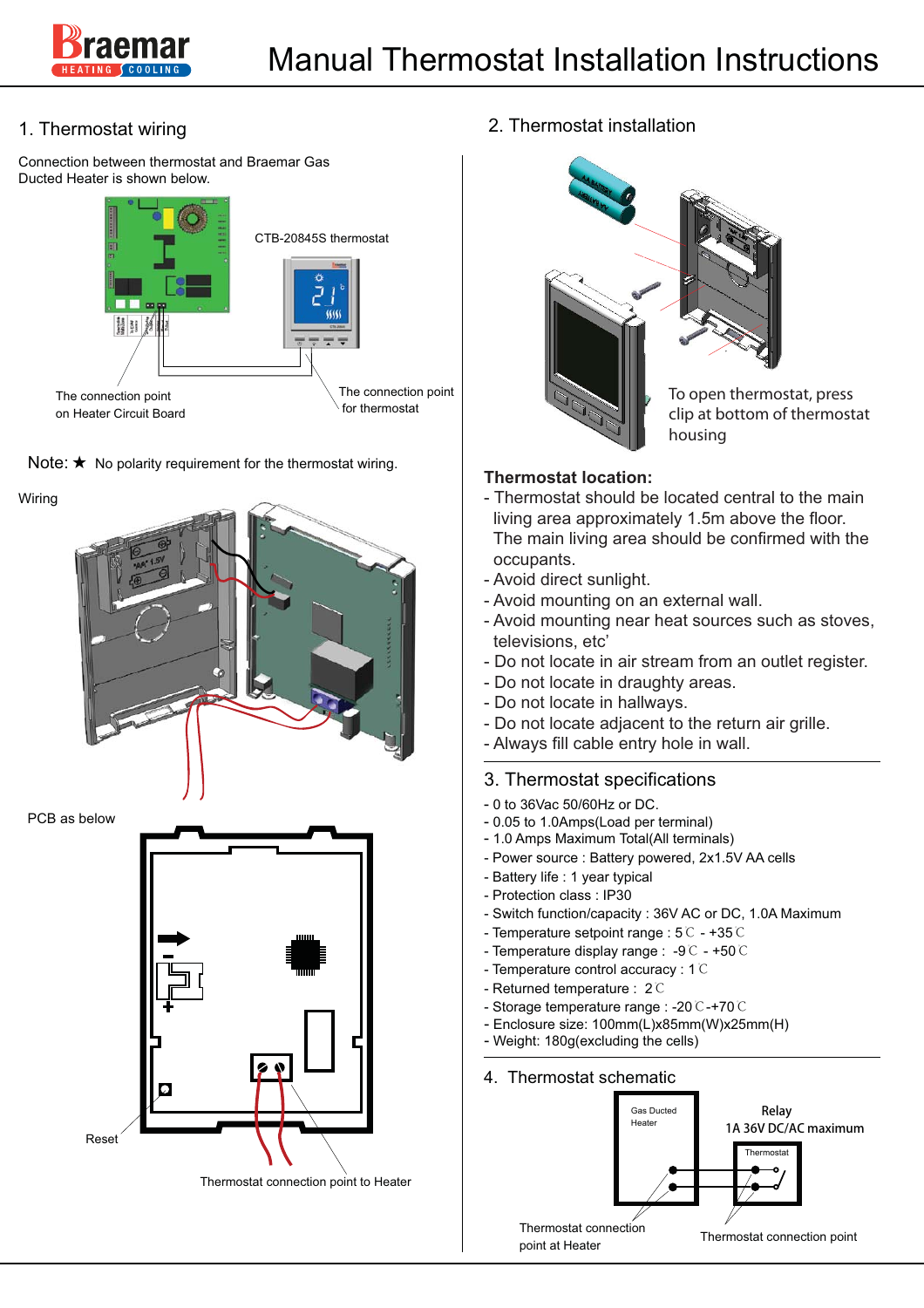# Manual Thermostat Installation Instructions

## 1. Thermostat wiring

Connection between thermostat and Braemar Gas Ducted Heater is shown below.

CTB-20845S thermostat

The connection point on Heater Circuit Board

The connection point for thermostat

Note: ★ No polarity requirement for the thermostat wiring.

Wiring

PCB as below

Reset

Thermostat connection point to Heater

## 2. Thermostat installation

To open thermostat, press clip at bottom of thermostat housing

**Thermostat location:**

- Thermostat should be located central to the main living area approximately 1.5m above the floor. The main living area should be confirmed with the occupants.
- Avoid direct sunlight.
- Avoid mounting on an external wall.
- Avoid mounting near heat sources such as stoves, televisions, etc'
- Do not locate in air stream from an outlet register.
- Do not locate in draughty areas.
- Do not locate in hallways.
- Do not locate adjacent to the return air grille.
- Always fill cable entry hole in wall.

## 3. Thermostat specifications

- 0 to 36Vac 50/60Hz or DC.
- 0.05 to 1.0Amps(Load per terminal)
- 1.0 Amps Maximum Total(All terminals)
- Power source : Battery powered, 2x1.5V AA cells
- Battery life : 1 year typical
- Protection class : IP30
- Switch function/capacity : 36V AC or DC, 1.0A Maximum
- Temperature setpoint range : 5℃ - +35℃
- Temperature display range : -9℃ - +50℃
- Temperature control accuracy : 1℃
- Returned temperature : 2℃
- Storage temperature range : -20℃-+70℃
- Enclosure size: 100mm(L)x85mm(W)x25mm(H)
- Weight: 180g(excluding the cells)

## 4. Thermostat schematic

Gas Ducted Heater

Relay
1A 36V DC/AC maximum

Thermostat

Thermostat connection point at Heater

Thermostat connection point